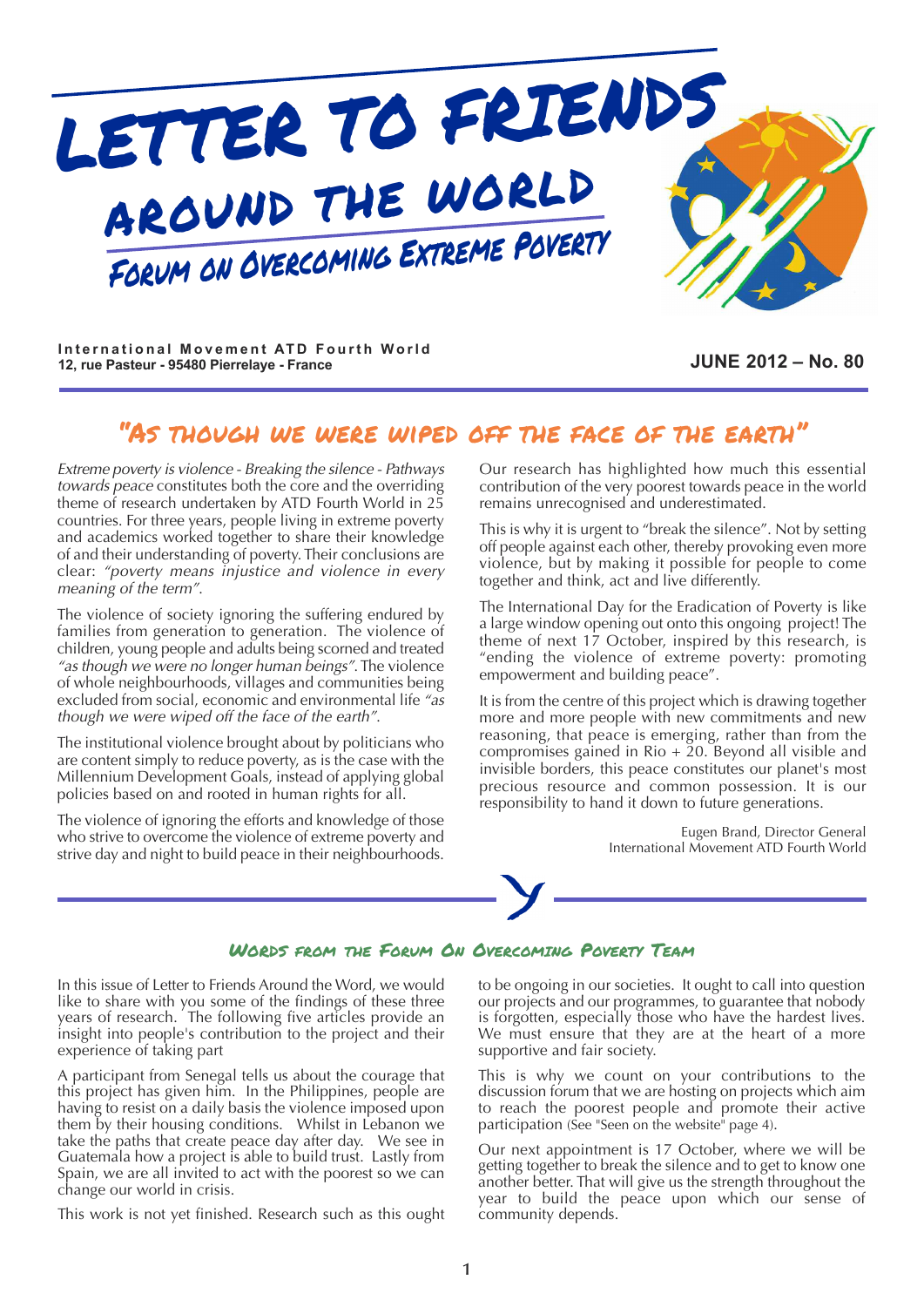# LETTER TO FRIENDS AROUND THE WORLD

## FORUM ON OVERCOMING EXTREME POVERTY

**International Movement ATD Fourth World**
**12, rue Pasteur - 95480 Pierrelaye - France**

**JUNE 2012 – No. 80**

## "As though we were wiped off the face of the earth"

*Extreme poverty is violence - Breaking the silence - Pathways towards peace* constitutes both the core and the overriding theme of research undertaken by ATD Fourth World in 25 countries. For three years, people living in extreme poverty and academics worked together to share their knowledge of and their understanding of poverty. Their conclusions are clear: *"poverty means injustice and violence in every meaning of the term"*.

The violence of society ignoring the suffering endured by families from generation to generation. The violence of children, young people and adults being scorned and treated *"as though we were no longer human beings"*. The violence of whole neighbourhoods, villages and communities being excluded from social, economic and environmental life *"as though we were wiped off the face of the earth"*.

The institutional violence brought about by politicians who are content simply to reduce poverty, as is the case with the Millennium Development Goals, instead of applying global policies based on and rooted in human rights for all.

The violence of ignoring the efforts and knowledge of those who strive to overcome the violence of extreme poverty and strive day and night to build peace in their neighbourhoods.

Our research has highlighted how much this essential contribution of the very poorest towards peace in the world remains unrecognised and underestimated.

This is why it is urgent to "break the silence". Not by setting off people against each other, thereby provoking even more violence, but by making it possible for people to come together and think, act and live differently.

The International Day for the Eradication of Poverty is like a large window opening out onto this ongoing project! The theme of next 17 October, inspired by this research, is "ending the violence of extreme poverty: promoting empowerment and building peace".

It is from the centre of this project which is drawing together more and more people with new commitments and new reasoning, that peace is emerging, rather than from the compromises gained in Rio + 20. Beyond all visible and invisible borders, this peace constitutes our planet's most precious resource and common possession. It is our responsibility to hand it down to future generations.

Eugen Brand, Director General
International Movement ATD Fourth World

### Words from the Forum On Overcoming Poverty Team

In this issue of Letter to Friends Around the Word, we would like to share with you some of the findings of these three years of research. The following five articles provide an insight into people's contribution to the project and their experience of taking part

A participant from Senegal tells us about the courage that this project has given him. In the Philippines, people are having to resist on a daily basis the violence imposed upon them by their housing conditions. Whilst in Lebanon we take the paths that create peace day after day. We see in Guatemala how a project is able to build trust. Lastly from Spain, we are all invited to act with the poorest so we can change our world in crisis.

This work is not yet finished. Research such as this ought to be ongoing in our societies. It ought to call into question our projects and our programmes, to guarantee that nobody is forgotten, especially those who have the hardest lives. We must ensure that they are at the heart of a more supportive and fair society.

This is why we count on your contributions to the discussion forum that we are hosting on projects which aim to reach the poorest people and promote their active participation (See "Seen on the website" page 4).

Our next appointment is 17 October, where we will be getting together to break the silence and to get to know one another better. That will give us the strength throughout the year to build the peace upon which our sense of community depends.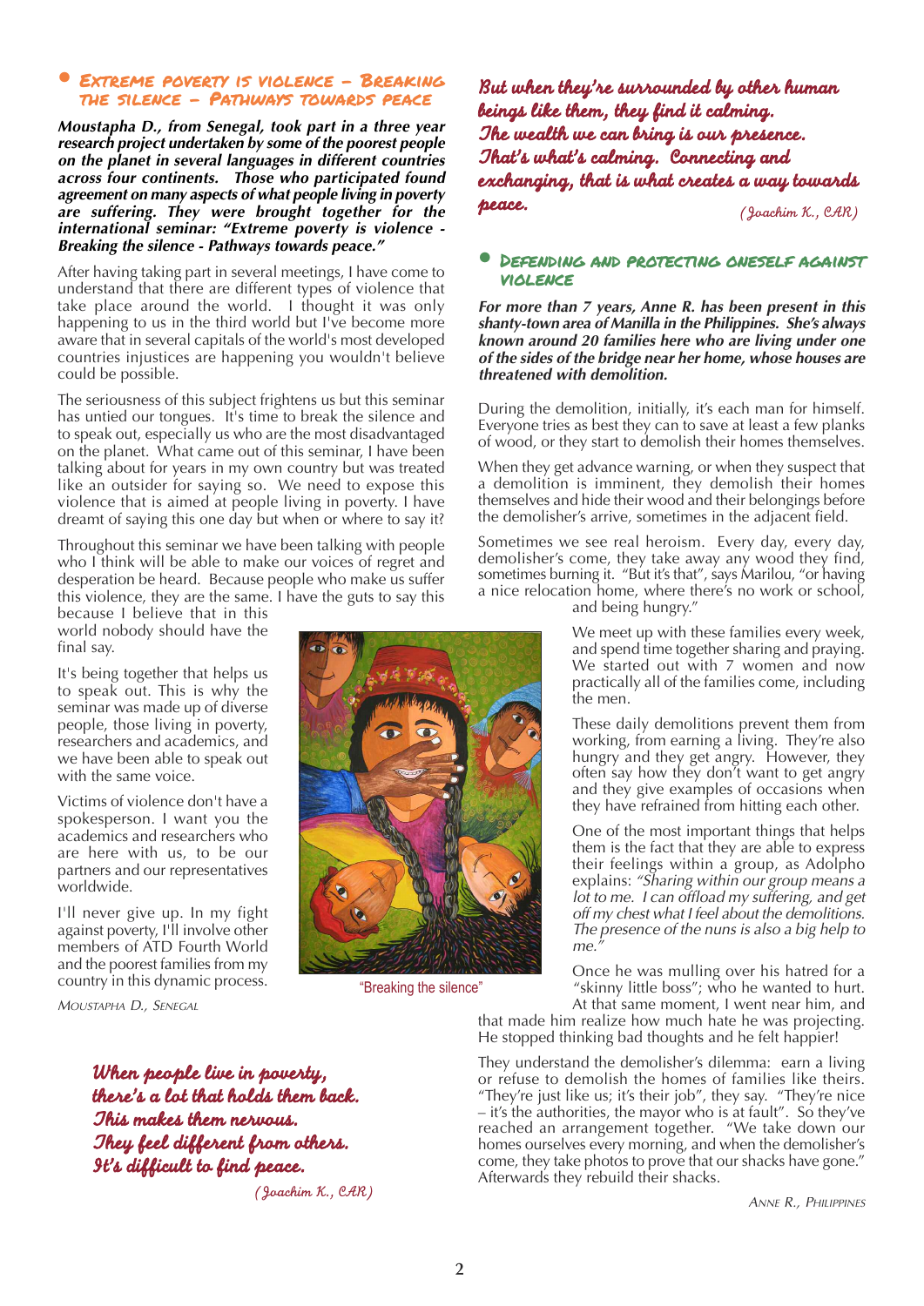## Extreme poverty is violence – Breaking the silence – Pathways towards peace

***Moustapha D., from Senegal, took part in a three year research project undertaken by some of the poorest people on the planet in several languages in different countries across four continents. Those who participated found agreement on many aspects of what people living in poverty are suffering. They were brought together for the international seminar: "Extreme poverty is violence - Breaking the silence - Pathways towards peace."***

After having taking part in several meetings, I have come to understand that there are different types of violence that take place around the world. I thought it was only happening to us in the third world but I've become more aware that in several capitals of the world's most developed countries injustices are happening you wouldn't believe could be possible.

The seriousness of this subject frightens us but this seminar has untied our tongues. It's time to break the silence and to speak out, especially us who are the most disadvantaged on the planet. What came out of this seminar, I have been talking about for years in my own country but was treated like an outsider for saying so. We need to expose this violence that is aimed at people living in poverty. I have dreamt of saying this one day but when or where to say it?

Throughout this seminar we have been talking with people who I think will be able to make our voices of regret and desperation be heard. Because people who make us suffer this violence, they are the same. I have the guts to say this because I believe that in this world nobody should have the final say.

It's being together that helps us to speak out. This is why the seminar was made up of diverse people, those living in poverty, researchers and academics, and we have been able to speak out with the same voice.

Victims of violence don't have a spokesperson. I want you the academics and researchers who are here with us, to be our partners and our representatives worldwide.

I'll never give up. In my fight against poverty, I'll involve other members of ATD Fourth World and the poorest families from my country in this dynamic process.

*Moustapha D., Senegal*

"Breaking the silence"

*When people live in poverty,*
*there's a lot that holds them back.*
*This makes them nervous.*
*They feel different from others.*
*It's difficult to find peace.*

*(Joachim K., CAR)*

*But when they're surrounded by other human beings like them, they find it calming.*
*The wealth we can bring is our presence.*
*That's what's calming. Connecting and exchanging, that is what creates a way towards peace.*

*(Joachim K., CAR)*

## Defending and protecting oneself against violence

***For more than 7 years, Anne R. has been present in this shanty-town area of Manilla in the Philippines. She's always known around 20 families here who are living under one of the sides of the bridge near her home, whose houses are threatened with demolition.***

During the demolition, initially, it's each man for himself. Everyone tries as best they can to save at least a few planks of wood, or they start to demolish their homes themselves.

When they get advance warning, or when they suspect that a demolition is imminent, they demolish their homes themselves and hide their wood and their belongings before the demolisher's arrive, sometimes in the adjacent field.

Sometimes we see real heroism. Every day, every day, demolisher's come, they take away any wood they find, sometimes burning it. "But it's that", says Marilou, "or having a nice relocation home, where there's no work or school, and being hungry."

We meet up with these families every week, and spend time together sharing and praying. We started out with 7 women and now practically all of the families come, including the men.

These daily demolitions prevent them from working, from earning a living. They're also hungry and they get angry. However, they often say how they don't want to get angry and they give examples of occasions when they have refrained from hitting each other.

One of the most important things that helps them is the fact that they are able to express their feelings within a group, as Adolpho explains: *"Sharing within our group means a lot to me. I can offload my suffering, and get off my chest what I feel about the demolitions. The presence of the nuns is also a big help to me."*

Once he was mulling over his hatred for a "skinny little boss"; who he wanted to hurt. At that same moment, I went near him, and that made him realize how much hate he was projecting. He stopped thinking bad thoughts and he felt happier!

They understand the demolisher's dilemma: earn a living or refuse to demolish the homes of families like theirs. "They're just like us; it's their job", they say. "They're nice – it's the authorities, the mayor who is at fault". So they've reached an arrangement together. "We take down our homes ourselves every morning, and when the demolisher's come, they take photos to prove that our shacks have gone." Afterwards they rebuild their shacks.

*Anne R., Philippines*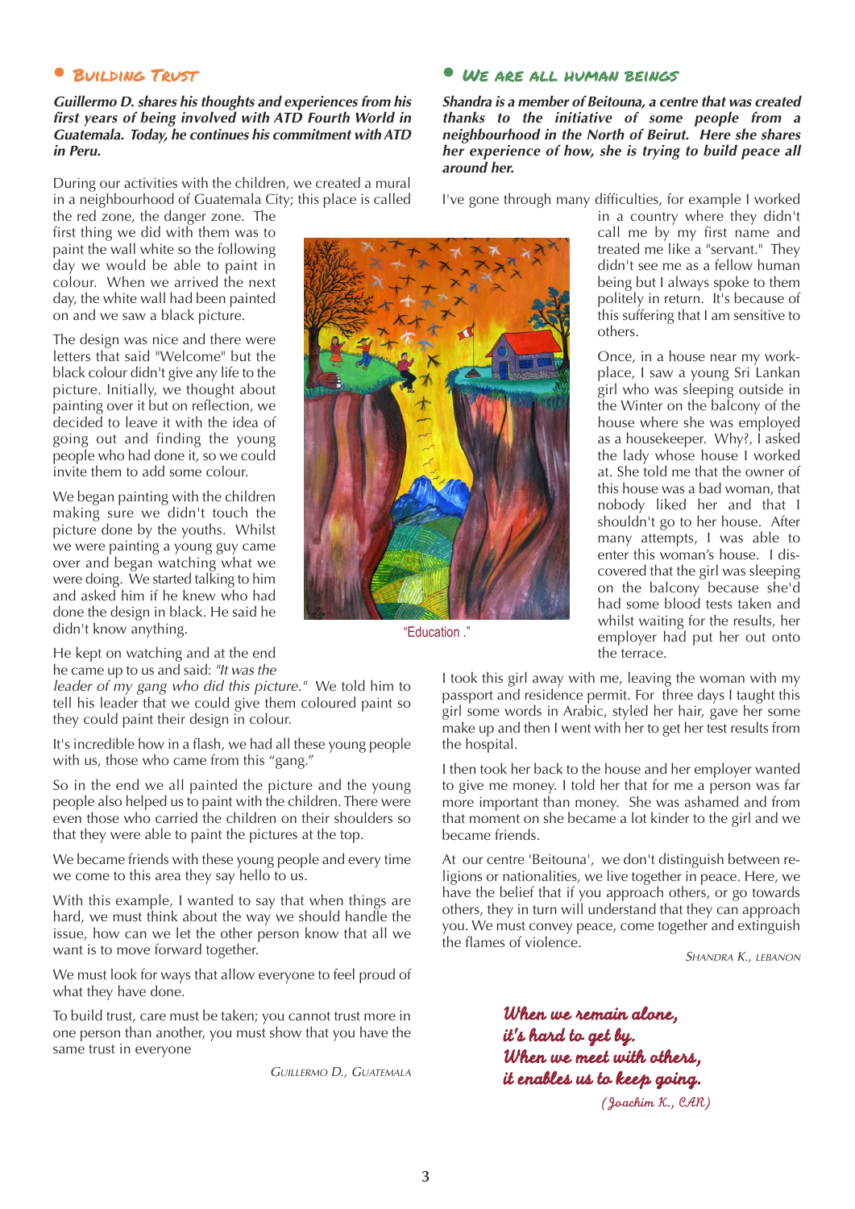## Building Trust

***Guillermo D. shares his thoughts and experiences from his first years of being involved with ATD Fourth World in Guatemala. Today, he continues his commitment with ATD in Peru.***

During our activities with the children, we created a mural in a neighbourhood of Guatemala City; this place is called the red zone, the danger zone. The first thing we did with them was to paint the wall white so the following day we would be able to paint in colour. When we arrived the next day, the white wall had been painted on and we saw a black picture.

The design was nice and there were letters that said "Welcome" but the black colour didn't give any life to the picture. Initially, we thought about painting over it but on reflection, we decided to leave it with the idea of going out and finding the young people who had done it, so we could invite them to add some colour.

We began painting with the children making sure we didn't touch the picture done by the youths. Whilst we were painting a young guy came over and began watching what we were doing. We started talking to him and asked him if he knew who had done the design in black. He said he didn't know anything.

He kept on watching and at the end he came up to us and said: *"It was the leader of my gang who did this picture."* We told him to tell his leader that we could give them coloured paint so they could paint their design in colour.

It's incredible how in a flash, we had all these young people with us, those who came from this "gang."

So in the end we all painted the picture and the young people also helped us to paint with the children. There were even those who carried the children on their shoulders so that they were able to paint the pictures at the top.

We became friends with these young people and every time we come to this area they say hello to us.

With this example, I wanted to say that when things are hard, we must think about the way we should handle the issue, how can we let the other person know that all we want is to move forward together.

We must look for ways that allow everyone to feel proud of what they have done.

To build trust, care must be taken; you cannot trust more in one person than another, you must show that you have the same trust in everyone

*Guillermo D., Guatemala*

"Education ."

## We are all human beings

***Shandra is a member of Beitouna, a centre that was created thanks to the initiative of some people from a neighbourhood in the North of Beirut. Here she shares her experience of how, she is trying to build peace all around her.***

I've gone through many difficulties, for example I worked in a country where they didn't call me by my first name and treated me like a "servant." They didn't see me as a fellow human being but I always spoke to them politely in return. It's because of this suffering that I am sensitive to others.

Once, in a house near my work-place, I saw a young Sri Lankan girl who was sleeping outside in the Winter on the balcony of the house where she was employed as a housekeeper. Why?, I asked the lady whose house I worked at. She told me that the owner of this house was a bad woman, that nobody liked her and that I shouldn't go to her house. After many attempts, I was able to enter this woman's house. I discovered that the girl was sleeping on the balcony because she'd had some blood tests taken and whilst waiting for the results, her employer had put her out onto the terrace.

I took this girl away with me, leaving the woman with my passport and residence permit. For three days I taught this girl some words in Arabic, styled her hair, gave her some make up and then I went with her to get her test results from the hospital.

I then took her back to the house and her employer wanted to give me money. I told her that for me a person was far more important than money. She was ashamed and from that moment on she became a lot kinder to the girl and we became friends.

At our centre 'Beitouna', we don't distinguish between religions or nationalities, we live together in peace. Here, we have the belief that if you approach others, or go towards others, they in turn will understand that they can approach you. We must convey peace, come together and extinguish the flames of violence.

*Shandra K., Lebanon*

***When we remain alone,
it's hard to get by.
When we meet with others,
it enables us to keep going.***
*(Joachim K., CAR)*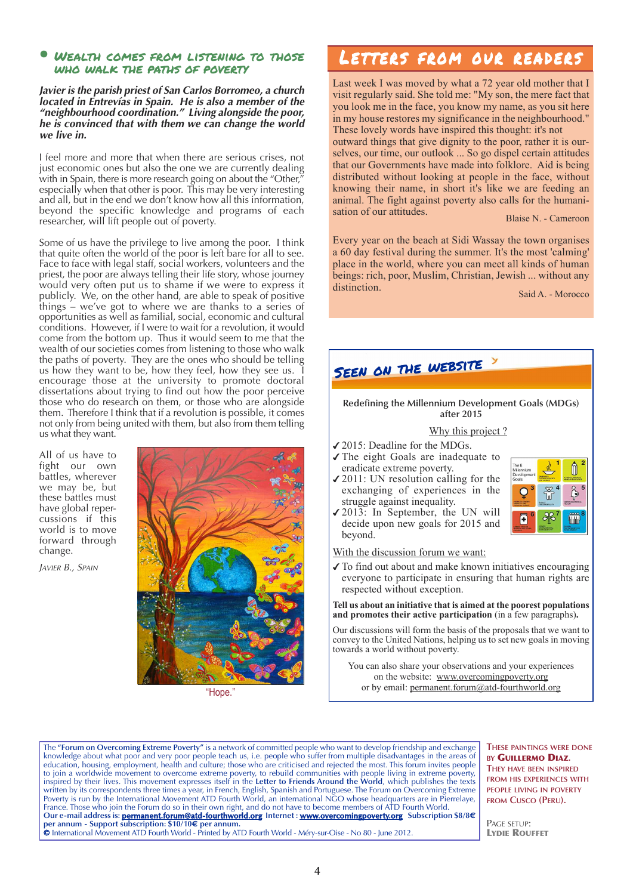## Wealth comes from listening to those who walk the paths of poverty

***Javier is the parish priest of San Carlos Borromeo, a church located in Entrevías in Spain. He is also a member of the "neighbourhood coordination." Living alongside the poor, he is convinced that with them we can change the world we live in.***

I feel more and more that when there are serious crises, not just economic ones but also the one we are currently dealing with in Spain, there is more research going on about the "Other," especially when that other is poor. This may be very interesting and all, but in the end we don't know how all this information, beyond the specific knowledge and programs of each researcher, will lift people out of poverty.

Some of us have the privilege to live among the poor. I think that quite often the world of the poor is left bare for all to see. Face to face with legal staff, social workers, volunteers and the priest, the poor are always telling their life story, whose journey would very often put us to shame if we were to express it publicly. We, on the other hand, are able to speak of positive things – we've got to where we are thanks to a series of opportunities as well as familial, social, economic and cultural conditions. However, if I were to wait for a revolution, it would come from the bottom up. Thus it would seem to me that the wealth of our societies comes from listening to those who walk the paths of poverty. They are the ones who should be telling us how they want to be, how they feel, how they see us. I encourage those at the university to promote doctoral dissertations about trying to find out how the poor perceive those who do research on them, or those who are alongside them. Therefore I think that if a revolution is possible, it comes not only from being united with them, but also from them telling us what they want.

All of us have to fight our own battles, wherever we may be, but these battles must have global repercussions if this world is to move forward through change.

*Javier B., Spain*

"Hope."

## Letters from our readers

Last week I was moved by what a 72 year old mother that I visit regularly said. She told me: "My son, the mere fact that you look me in the face, you know my name, as you sit here in my house restores my significance in the neighbourhood." These lovely words have inspired this thought: it's not outward things that give dignity to the poor, rather it is ourselves, our time, our outlook ... So go dispel certain attitudes that our Governments have made into folklore. Aid is being distributed without looking at people in the face, without knowing their name, in short it's like we are feeding an animal. The fight against poverty also calls for the humanisation of our attitudes.

Blaise N. - Cameroon

Every year on the beach at Sidi Wassay the town organises a 60 day festival during the summer. It's the most 'calming' place in the world, where you can meet all kinds of human beings: rich, poor, Muslim, Christian, Jewish ... without any distinction.

Said A. - Morocco

## Seen on the website

**Redefining the Millennium Development Goals (MDGs) after 2015**

Why this project ?

- ✓ 2015: Deadline for the MDGs.
- ✓ The eight Goals are inadequate to eradicate extreme poverty.
- ✓ 2011: UN resolution calling for the exchanging of experiences in the struggle against inequality.
- ✓ 2013: In September, the UN will decide upon new goals for 2015 and beyond.

With the discussion forum we want:

- ✓ To find out about and make known initiatives encouraging everyone to participate in ensuring that human rights are respected without exception.

**Tell us about an initiative that is aimed at the poorest populations and promotes their active participation** (in a few paragraphs)**.**

Our discussions will form the basis of the proposals that we want to convey to the United Nations, helping us to set new goals in moving towards a world without poverty.

You can also share your observations and your experiences on the website: www.overcomingpoverty.org or by email: permanent.forum@atd-fourthworld.org

---

The **"Forum on Overcoming Extreme Poverty"** is a network of committed people who want to develop friendship and exchange knowledge about what poor and very poor people teach us, i.e. people who suffer from multiple disadvantages in the areas of education, housing, employment, health and culture; those who are criticised and rejected the most. This forum invites people to join a worldwide movement to overcome extreme poverty, to rebuild communities with people living in extreme poverty, inspired by their lives. This movement expresses itself in the **Letter to Friends Around the World**, which publishes the texts written by its correspondents three times a year, in French, English, Spanish and Portuguese. The Forum on Overcoming Extreme Poverty is run by the International Movement ATD Fourth World, an international NGO whose headquarters are in Pierrelaye, France. Those who join the Forum do so in their own right, and do not have to become members of ATD Fourth World.
**Our e-mail address is: permanent.forum@atd-fourthworld.org Internet : www.overcomingpoverty.org Subscription $8/8€ per annum - Support subscription: $10/10€ per annum.**
© International Movement ATD Fourth World - Printed by ATD Fourth World - Méry-sur-Oise - No 80 - June 2012.

These paintings were done by **Guillermo Diaz**. They have been inspired from his experiences with people living in poverty from Cusco (Peru).

Page setup: **Lydie Rouffet**